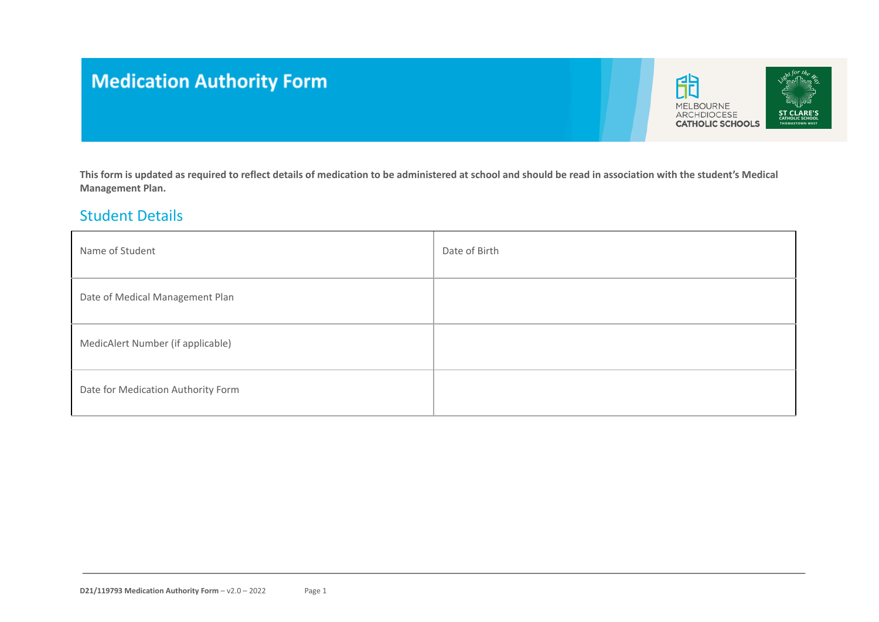# Medication Authority Form

**This form is updated as required to reflect details of medication to be administered at school and should be read in association with the student's Medical Management Plan.**

## Student Details

| Name of Student | Date of Birth |
|---|---|
| Date of Medical Management Plan | |
| MedicAlert Number (if applicable) | |
| Date for Medication Authority Form | |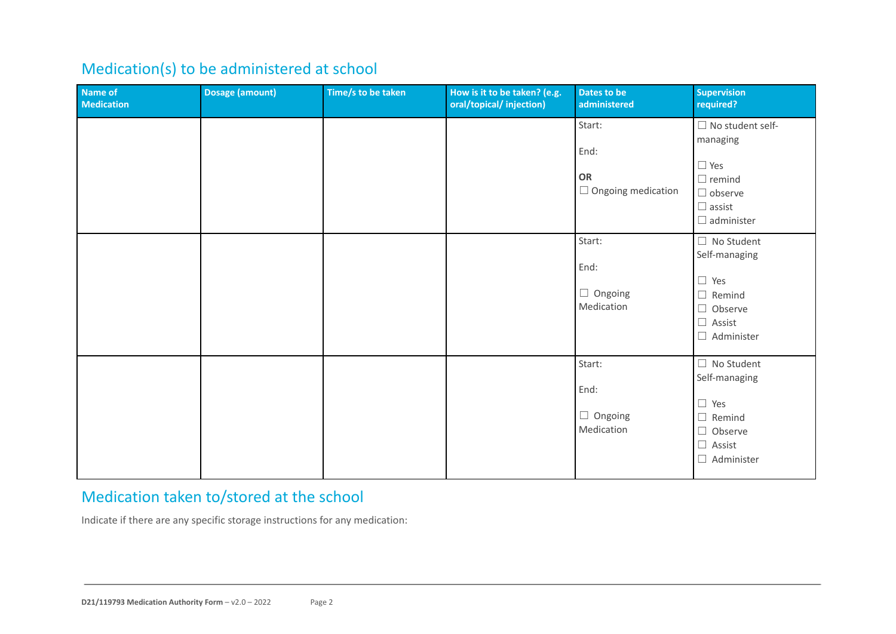## Medication(s) to be administered at school

| Name of Medication | Dosage (amount) | Time/s to be taken | How is it to be taken? (e.g. oral/topical/ injection) | Dates to be administered | Supervision required? |
|---|---|---|---|---|---|
| | | | | Start:<br><br>End:<br><br>**OR**<br>☐ Ongoing medication | ☐ No student self-managing<br><br>☐ Yes<br>☐ remind<br>☐ observe<br>☐ assist<br>☐ administer |
| | | | | Start:<br><br>End:<br><br>☐ Ongoing Medication | ☐ No Student Self-managing<br><br>☐ Yes<br>☐ Remind<br>☐ Observe<br>☐ Assist<br>☐ Administer |
| | | | | Start:<br><br>End:<br><br>☐ Ongoing Medication | ☐ No Student Self-managing<br><br>☐ Yes<br>☐ Remind<br>☐ Observe<br>☐ Assist<br>☐ Administer |

## Medication taken to/stored at the school

Indicate if there are any specific storage instructions for any medication: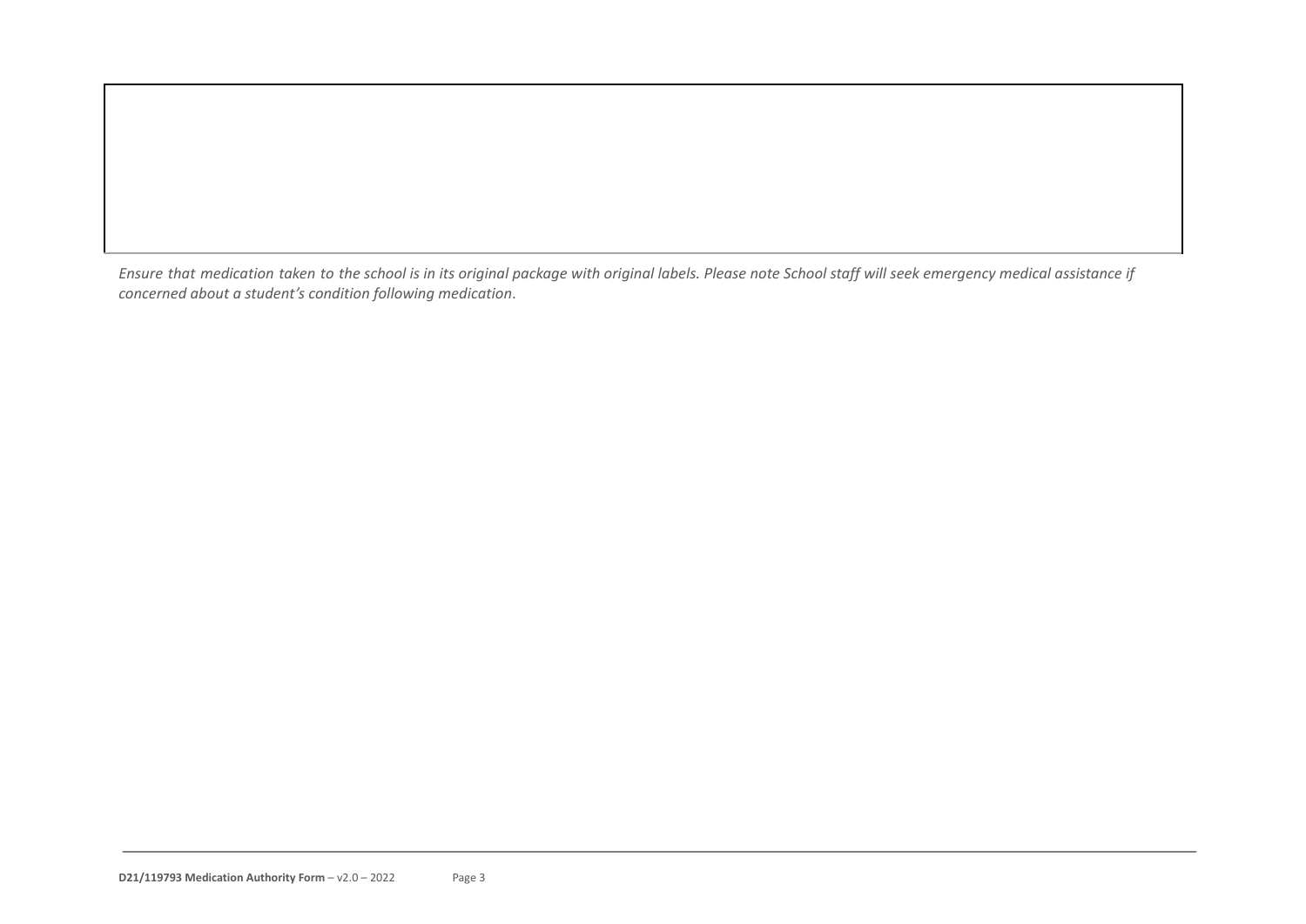*Ensure that medication taken to the school is in its original package with original labels. Please note School staff will seek emergency medical assistance if concerned about a student's condition following medication*.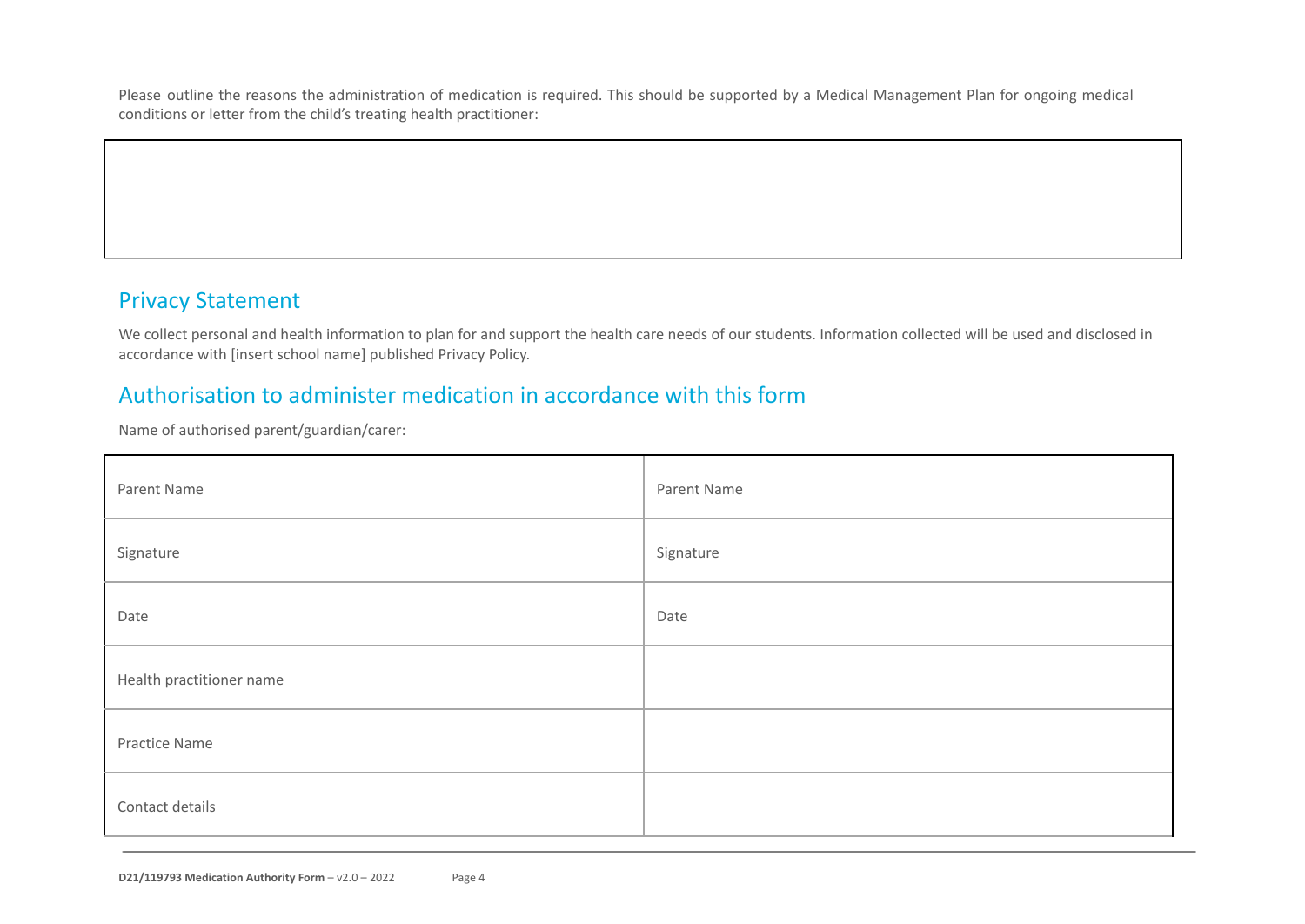Please outline the reasons the administration of medication is required. This should be supported by a Medical Management Plan for ongoing medical conditions or letter from the child's treating health practitioner:

| |
|---|
| |

## Privacy Statement

We collect personal and health information to plan for and support the health care needs of our students. Information collected will be used and disclosed in accordance with [insert school name] published Privacy Policy.

## Authorisation to administer medication in accordance with this form

Name of authorised parent/guardian/carer:

| | |
|---|---|
| Parent Name | Parent Name |
| Signature | Signature |
| Date | Date |
| Health practitioner name | |
| Practice Name | |
| Contact details | |

**D21/119793 Medication Authority Form** – v2.0 – 2022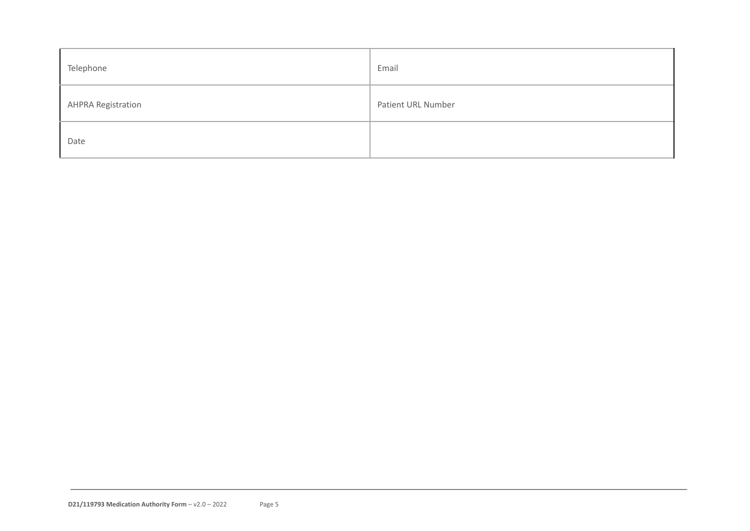| | |
|---|---|
| Telephone | Email |
| AHPRA Registration | Patient URL Number |
| Date | |